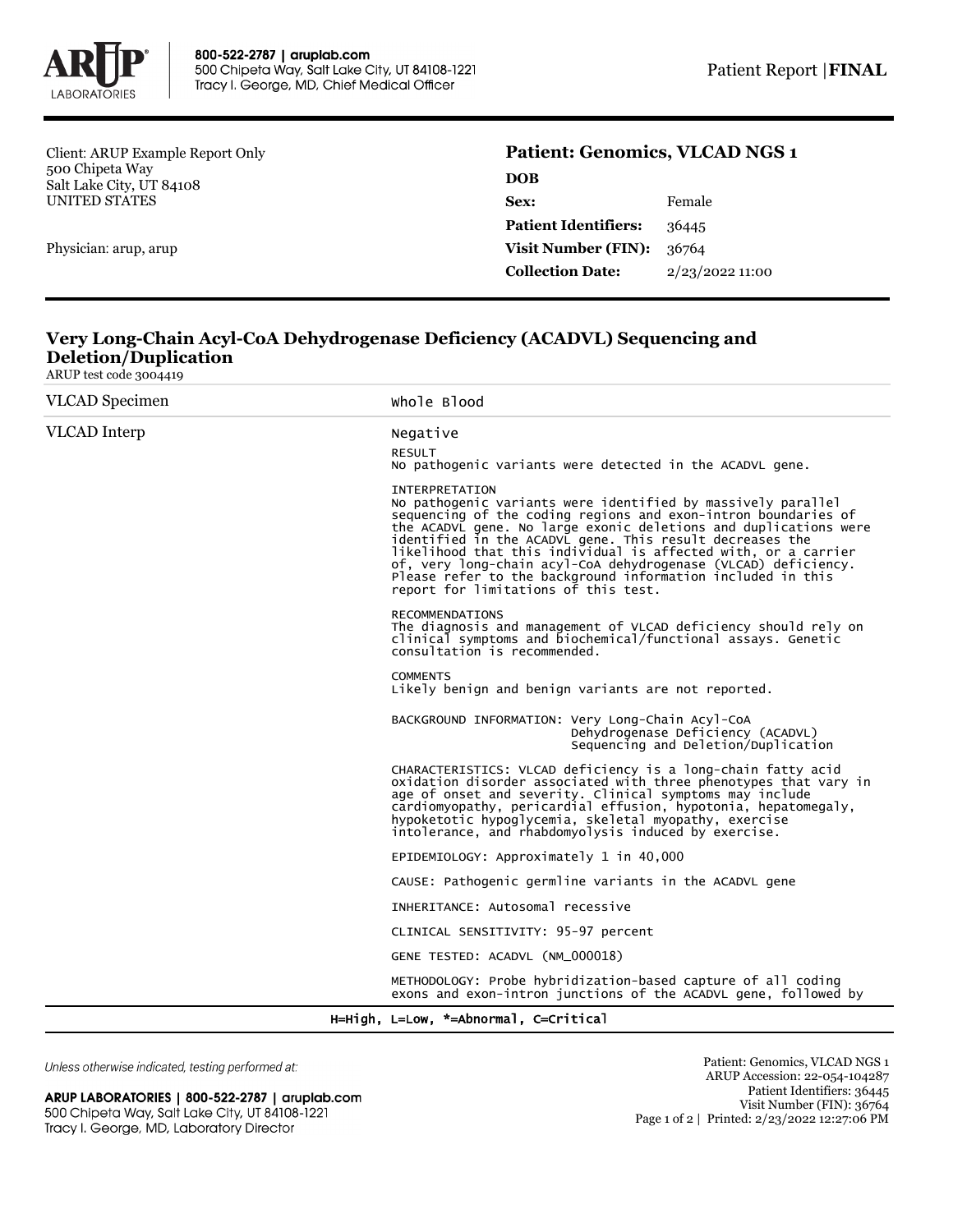Client: ARUP Example Report Only
500 Chipeta Way
Salt Lake City, UT 84108
UNITED STATES

Physician: arup, arup

**Patient: Genomics, VLCAD NGS 1**

| | |
|---|---|
| **DOB** | |
| **Sex:** | Female |
| **Patient Identifiers:** | 36445 |
| **Visit Number (FIN):** | 36764 |
| **Collection Date:** | 2/23/2022 11:00 |

## Very Long-Chain Acyl-CoA Dehydrogenase Deficiency (ACADVL) Sequencing and Deletion/Duplication

ARUP test code 3004419

| | |
|---|---|
| VLCAD Specimen | Whole Blood |
| VLCAD Interp | Negative |

RESULT
No pathogenic variants were detected in the ACADVL gene.

INTERPRETATION
No pathogenic variants were identified by massively parallel sequencing of the coding regions and exon-intron boundaries of the ACADVL gene. No large exonic deletions and duplications were identified in the ACADVL gene. This result decreases the likelihood that this individual is affected with, or a carrier of, very long-chain acyl-CoA dehydrogenase (VLCAD) deficiency. Please refer to the background information included in this report for limitations of this test.

RECOMMENDATIONS
The diagnosis and management of VLCAD deficiency should rely on clinical symptoms and biochemical/functional assays. Genetic consultation is recommended.

COMMENTS
Likely benign and benign variants are not reported.

BACKGROUND INFORMATION: Very Long-Chain Acyl-CoA Dehydrogenase Deficiency (ACADVL) Sequencing and Deletion/Duplication

CHARACTERISTICS: VLCAD deficiency is a long-chain fatty acid oxidation disorder associated with three phenotypes that vary in age of onset and severity. Clinical symptoms may include cardiomyopathy, pericardial effusion, hypotonia, hepatomegaly, hypoketotic hypoglycemia, skeletal myopathy, exercise intolerance, and rhabdomyolysis induced by exercise.

EPIDEMIOLOGY: Approximately 1 in 40,000

CAUSE: Pathogenic germline variants in the ACADVL gene

INHERITANCE: Autosomal recessive

CLINICAL SENSITIVITY: 95-97 percent

GENE TESTED: ACADVL (NM_000018)

METHODOLOGY: Probe hybridization-based capture of all coding exons and exon-intron junctions of the ACADVL gene, followed by

H=High, L=Low, *=Abnormal, C=Critical

*Unless otherwise indicated, testing performed at:*

**ARUP LABORATORIES | 800-522-2787 | aruplab.com**
500 Chipeta Way, Salt Lake City, UT 84108-1221
Tracy I. George, MD, Laboratory Director

Patient: Genomics, VLCAD NGS 1
ARUP Accession: 22-054-104287
Patient Identifiers: 36445
Visit Number (FIN): 36764
Printed: 2/23/2022 12:27:06 PM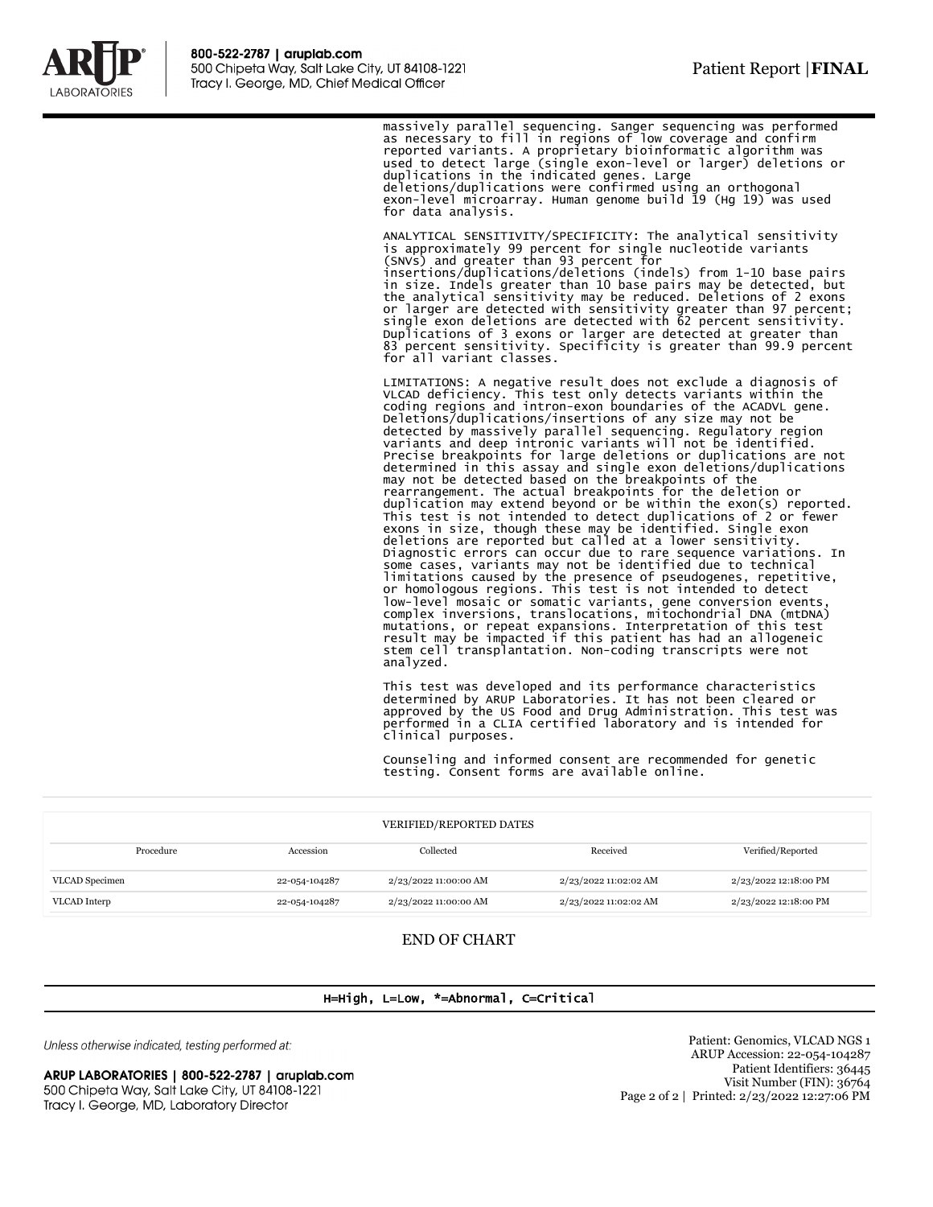massively parallel sequencing. Sanger sequencing was performed as necessary to fill in regions of low coverage and confirm reported variants. A proprietary bioinformatic algorithm was used to detect large (single exon-level or larger) deletions or duplications in the indicated genes. Large deletions/duplications were confirmed using an orthogonal exon-level microarray. Human genome build 19 (Hg 19) was used for data analysis.

ANALYTICAL SENSITIVITY/SPECIFICITY: The analytical sensitivity is approximately 99 percent for single nucleotide variants (SNVs) and greater than 93 percent for insertions/duplications/deletions (indels) from 1-10 base pairs in size. Indels greater than 10 base pairs may be detected, but the analytical sensitivity may be reduced. Deletions of 2 exons or larger are detected with sensitivity greater than 97 percent; single exon deletions are detected with 62 percent sensitivity. Duplications of 3 exons or larger are detected at greater than 83 percent sensitivity. Specificity is greater than 99.9 percent for all variant classes.

LIMITATIONS: A negative result does not exclude a diagnosis of VLCAD deficiency. This test only detects variants within the coding regions and intron-exon boundaries of the ACADVL gene. Deletions/duplications/insertions of any size may not be detected by massively parallel sequencing. Regulatory region variants and deep intronic variants will not be identified. Precise breakpoints for large deletions or duplications are not determined in this assay and single exon deletions/duplications may not be detected based on the breakpoints of the rearrangement. The actual breakpoints for the deletion or duplication may extend beyond or be within the exon(s) reported. This test is not intended to detect duplications of 2 or fewer exons in size, though these may be identified. Single exon deletions are reported but called at a lower sensitivity. Diagnostic errors can occur due to rare sequence variations. In some cases, variants may not be identified due to technical limitations caused by the presence of pseudogenes, repetitive, or homologous regions. This test is not intended to detect low-level mosaic or somatic variants, gene conversion events, complex inversions, translocations, mitochondrial DNA (mtDNA) mutations, or repeat expansions. Interpretation of this test result may be impacted if this patient has had an allogeneic stem cell transplantation. Non-coding transcripts were not analyzed.

This test was developed and its performance characteristics determined by ARUP Laboratories. It has not been cleared or approved by the US Food and Drug Administration. This test was performed in a CLIA certified laboratory and is intended for clinical purposes.

Counseling and informed consent are recommended for genetic testing. Consent forms are available online.

VERIFIED/REPORTED DATES

| Procedure | Accession | Collected | Received | Verified/Reported |
|---|---|---|---|---|
| VLCAD Specimen | 22-054-104287 | 2/23/2022 11:00:00 AM | 2/23/2022 11:02:02 AM | 2/23/2022 12:18:00 PM |
| VLCAD Interp | 22-054-104287 | 2/23/2022 11:00:00 AM | 2/23/2022 11:02:02 AM | 2/23/2022 12:18:00 PM |

END OF CHART

H=High, L=Low, *=Abnormal, C=Critical

*Unless otherwise indicated, testing performed at:*

**ARUP LABORATORIES | 800-522-2787 | aruplab.com**
500 Chipeta Way, Salt Lake City, UT 84108-1221
Tracy I. George, MD, Laboratory Director

Patient: Genomics, VLCAD NGS 1
ARUP Accession: 22-054-104287
Patient Identifiers: 36445
Visit Number (FIN): 36764
Printed: 2/23/2022 12:27:06 PM